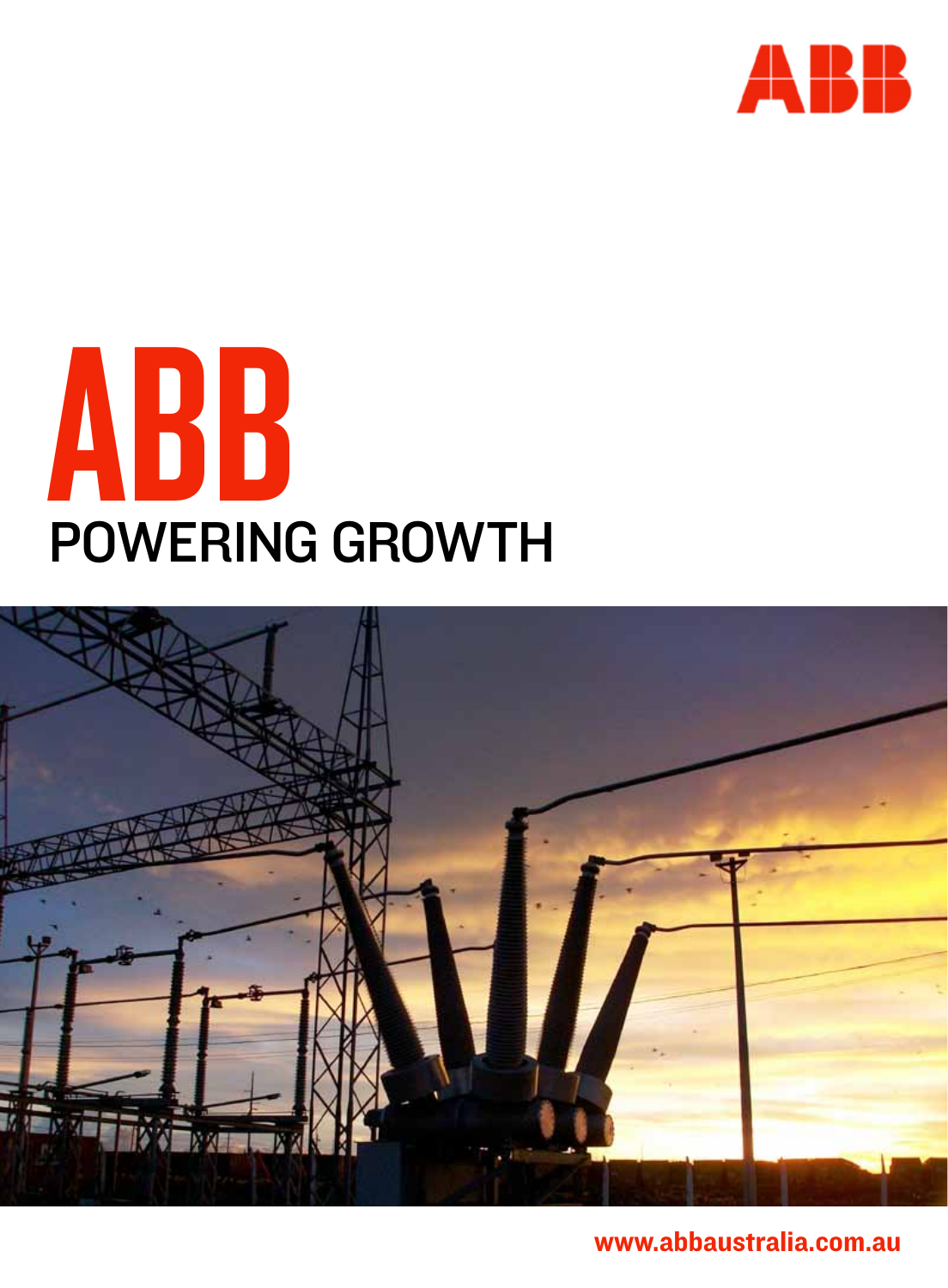ABB

# ABB
## POWERING GROWTH

www.abbaustralia.com.au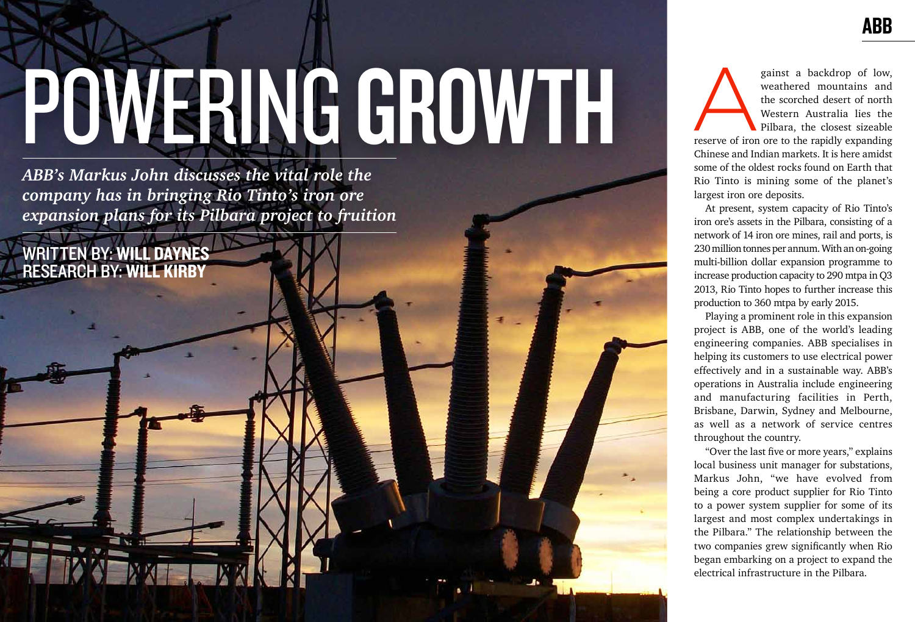# POWERING GROWTH

***ABB's Markus John discusses the vital role the company has in bringing Rio Tinto's iron ore expansion plans for its Pilbara project to fruition***

WRITTEN BY: **WILL DAYNES**
RESEARCH BY: **WILL KIRBY**

Against a backdrop of low, weathered mountains and the scorched desert of north Western Australia lies the Pilbara, the closest sizeable reserve of iron ore to the rapidly expanding Chinese and Indian markets. It is here amidst some of the oldest rocks found on Earth that Rio Tinto is mining some of the planet's largest iron ore deposits.

At present, system capacity of Rio Tinto's iron ore's assets in the Pilbara, consisting of a network of 14 iron ore mines, rail and ports, is 230 million tonnes per annum. With an on-going multi-billion dollar expansion programme to increase production capacity to 290 mtpa in Q3 2013, Rio Tinto hopes to further increase this production to 360 mtpa by early 2015.

Playing a prominent role in this expansion project is ABB, one of the world's leading engineering companies. ABB specialises in helping its customers to use electrical power effectively and in a sustainable way. ABB's operations in Australia include engineering and manufacturing facilities in Perth, Brisbane, Darwin, Sydney and Melbourne, as well as a network of service centres throughout the country.

"Over the last five or more years," explains local business unit manager for substations, Markus John, "we have evolved from being a core product supplier for Rio Tinto to a power system supplier for some of its largest and most complex undertakings in the Pilbara." The relationship between the two companies grew significantly when Rio began embarking on a project to expand the electrical infrastructure in the Pilbara.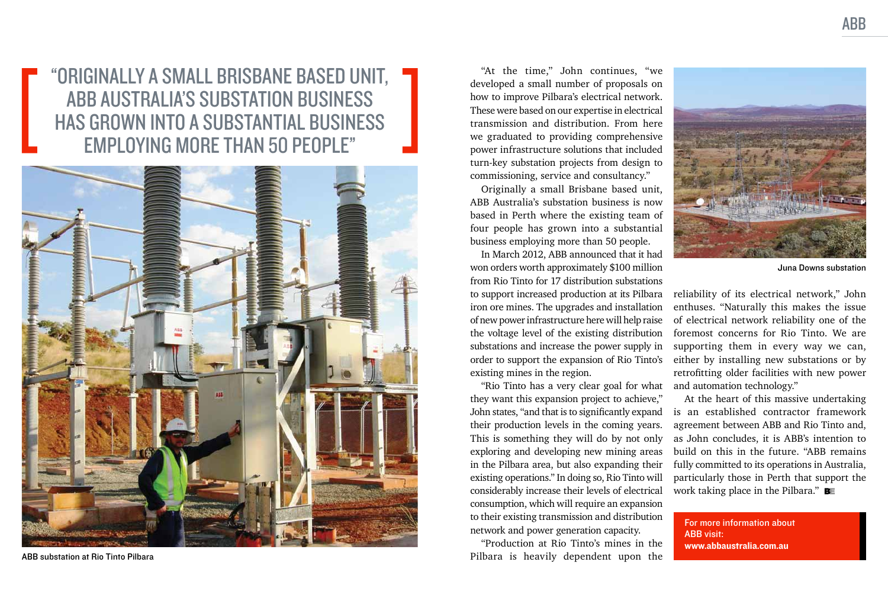> "ORIGINALLY A SMALL BRISBANE BASED UNIT, ABB AUSTRALIA'S SUBSTATION BUSINESS HAS GROWN INTO A SUBSTANTIAL BUSINESS EMPLOYING MORE THAN 50 PEOPLE"

ABB substation at Rio Tinto Pilbara

"At the time," John continues, "we developed a small number of proposals on how to improve Pilbara's electrical network. These were based on our expertise in electrical transmission and distribution. From here we graduated to providing comprehensive power infrastructure solutions that included turn-key substation projects from design to commissioning, service and consultancy."

Originally a small Brisbane based unit, ABB Australia's substation business is now based in Perth where the existing team of four people has grown into a substantial business employing more than 50 people.

In March 2012, ABB announced that it had won orders worth approximately $100 million from Rio Tinto for 17 distribution substations to support increased production at its Pilbara iron ore mines. The upgrades and installation of new power infrastructure here will help raise the voltage level of the existing distribution substations and increase the power supply in order to support the expansion of Rio Tinto's existing mines in the region.

"Rio Tinto has a very clear goal for what they want this expansion project to achieve," John states, "and that is to significantly expand their production levels in the coming years. This is something they will do by not only exploring and developing new mining areas in the Pilbara area, but also expanding their existing operations." In doing so, Rio Tinto will considerably increase their levels of electrical consumption, which will require an expansion to their existing transmission and distribution network and power generation capacity.

"Production at Rio Tinto's mines in the Pilbara is heavily dependent upon the reliability of its electrical network," John enthuses. "Naturally this makes the issue of electrical network reliability one of the foremost concerns for Rio Tinto. We are supporting them in every way we can, either by installing new substations or by retrofitting older facilities with new power and automation technology."

Juna Downs substation

At the heart of this massive undertaking is an established contractor framework agreement between ABB and Rio Tinto and, as John concludes, it is ABB's intention to build on this in the future. "ABB remains fully committed to its operations in Australia, particularly those in Perth that support the work taking place in the Pilbara."

**For more information about ABB visit:**
**www.abbaustralia.com.au**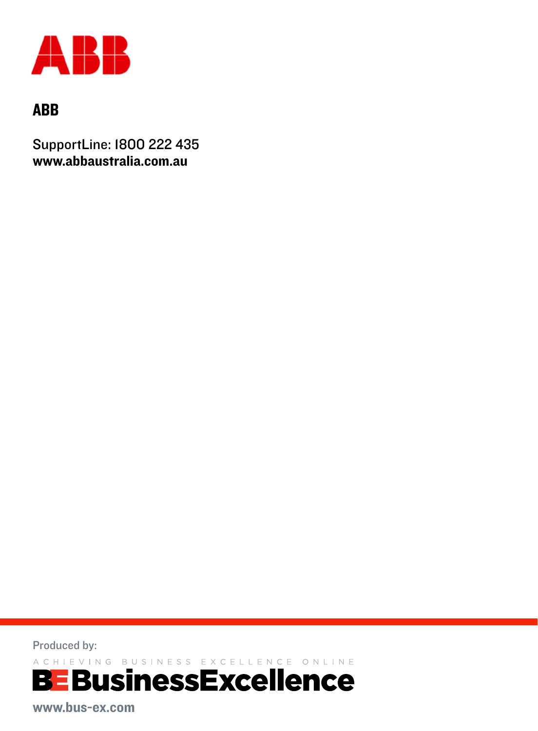**ABB**

SupportLine: 1800 222 435
**www.abbaustralia.com.au**

Produced by:

ACHIEVING BUSINESS EXCELLENCE ONLINE

**BE BusinessExcellence**

**www.bus-ex.com**